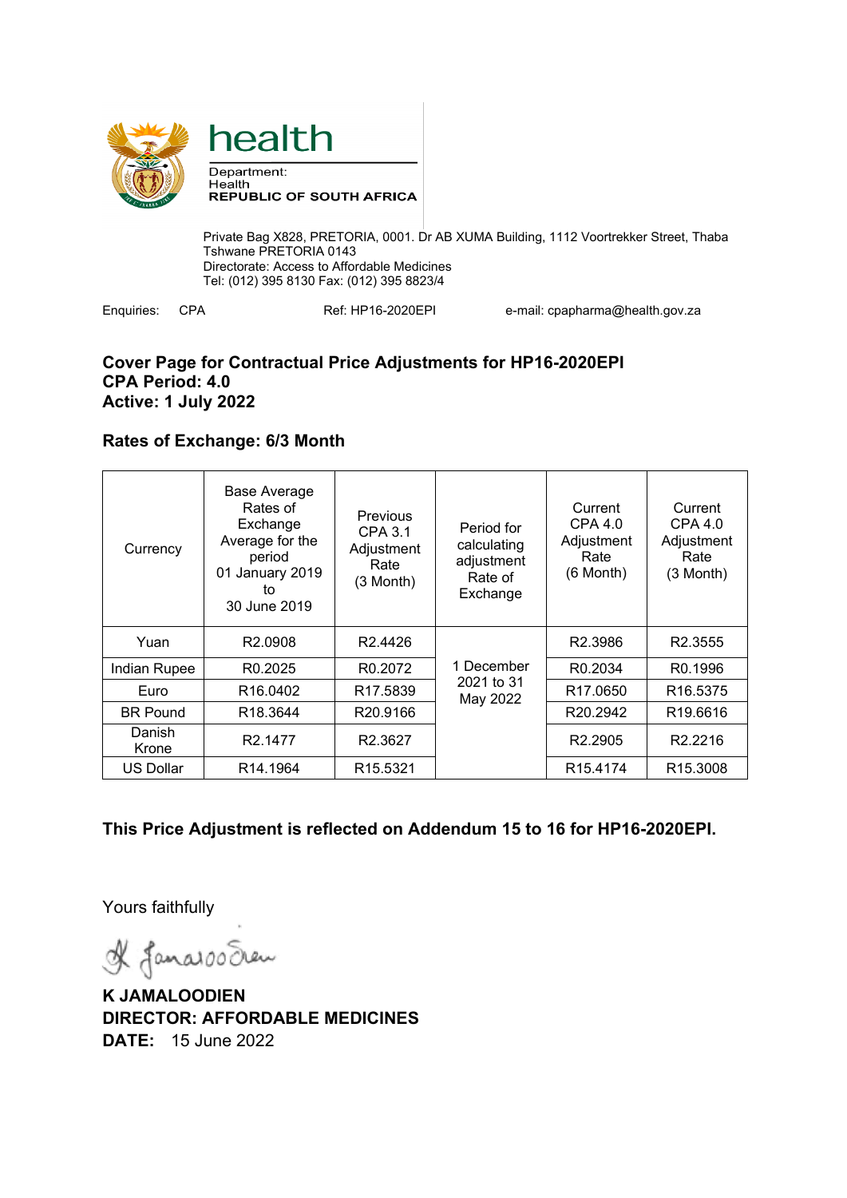health

Department:
Health
**REPUBLIC OF SOUTH AFRICA**

Private Bag X828, PRETORIA, 0001. Dr AB XUMA Building, 1112 Voortrekker Street, Thaba Tshwane PRETORIA 0143
Directorate: Access to Affordable Medicines
Tel: (012) 395 8130 Fax: (012) 395 8823/4

Enquiries: CPA Ref: HP16-2020EPI e-mail: cpapharma@health.gov.za

**Cover Page for Contractual Price Adjustments for HP16-2020EPI**
**CPA Period: 4.0**
**Active: 1 July 2022**

**Rates of Exchange: 6/3 Month**

| Currency | Base Average Rates of Exchange Average for the period 01 January 2019 to 30 June 2019 | Previous CPA 3.1 Adjustment Rate (3 Month) | Period for calculating adjustment Rate of Exchange | Current CPA 4.0 Adjustment Rate (6 Month) | Current CPA 4.0 Adjustment Rate (3 Month) |
|---|---|---|---|---|---|
| Yuan | R2.0908 | R2.4426 | 1 December 2021 to 31 May 2022 | R2.3986 | R2.3555 |
| Indian Rupee | R0.2025 | R0.2072 | | R0.2034 | R0.1996 |
| Euro | R16.0402 | R17.5839 | | R17.0650 | R16.5375 |
| BR Pound | R18.3644 | R20.9166 | | R20.2942 | R19.6616 |
| Danish Krone | R2.1477 | R2.3627 | | R2.2905 | R2.2216 |
| US Dollar | R14.1964 | R15.5321 | | R15.4174 | R15.3008 |

**This Price Adjustment is reflected on Addendum 15 to 16 for HP16-2020EPI.**

Yours faithfully

K Jamaloodien

**K JAMALOODIEN**
**DIRECTOR: AFFORDABLE MEDICINES**
**DATE:** 15 June 2022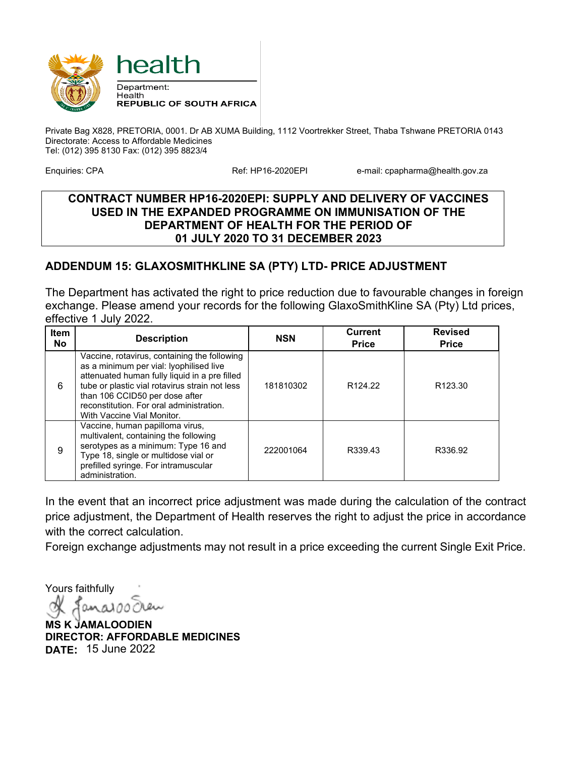health

Department:
Health
**REPUBLIC OF SOUTH AFRICA**

Private Bag X828, PRETORIA, 0001. Dr AB XUMA Building, 1112 Voortrekker Street, Thaba Tshwane PRETORIA 0143
Directorate: Access to Affordable Medicines
Tel: (012) 395 8130 Fax: (012) 395 8823/4

Enquiries: CPA Ref: HP16-2020EPI e-mail: cpapharma@health.gov.za

**CONTRACT NUMBER HP16-2020EPI: SUPPLY AND DELIVERY OF VACCINES USED IN THE EXPANDED PROGRAMME ON IMMUNISATION OF THE DEPARTMENT OF HEALTH FOR THE PERIOD OF 01 JULY 2020 TO 31 DECEMBER 2023**

## ADDENDUM 15: GLAXOSMITHKLINE SA (PTY) LTD- PRICE ADJUSTMENT

The Department has activated the right to price reduction due to favourable changes in foreign exchange. Please amend your records for the following GlaxoSmithKline SA (Pty) Ltd prices, effective 1 July 2022.

| Item No | Description | NSN | Current Price | Revised Price |
|---|---|---|---|---|
| 6 | Vaccine, rotavirus, containing the following as a minimum per vial: lyophilised live attenuated human fully liquid in a pre filled tube or plastic vial rotavirus strain not less than 106 CCID50 per dose after reconstitution. For oral administration. With Vaccine Vial Monitor. | 181810302 | R124.22 | R123.30 |
| 9 | Vaccine, human papilloma virus, multivalent, containing the following serotypes as a minimum: Type 16 and Type 18, single or multidose vial or prefilled syringe. For intramuscular administration. | 222001064 | R339.43 | R336.92 |

In the event that an incorrect price adjustment was made during the calculation of the contract price adjustment, the Department of Health reserves the right to adjust the price in accordance with the correct calculation.

Foreign exchange adjustments may not result in a price exceeding the current Single Exit Price.

Yours faithfully

**MS K JAMALOODIEN**
**DIRECTOR: AFFORDABLE MEDICINES**
**DATE:** 15 June 2022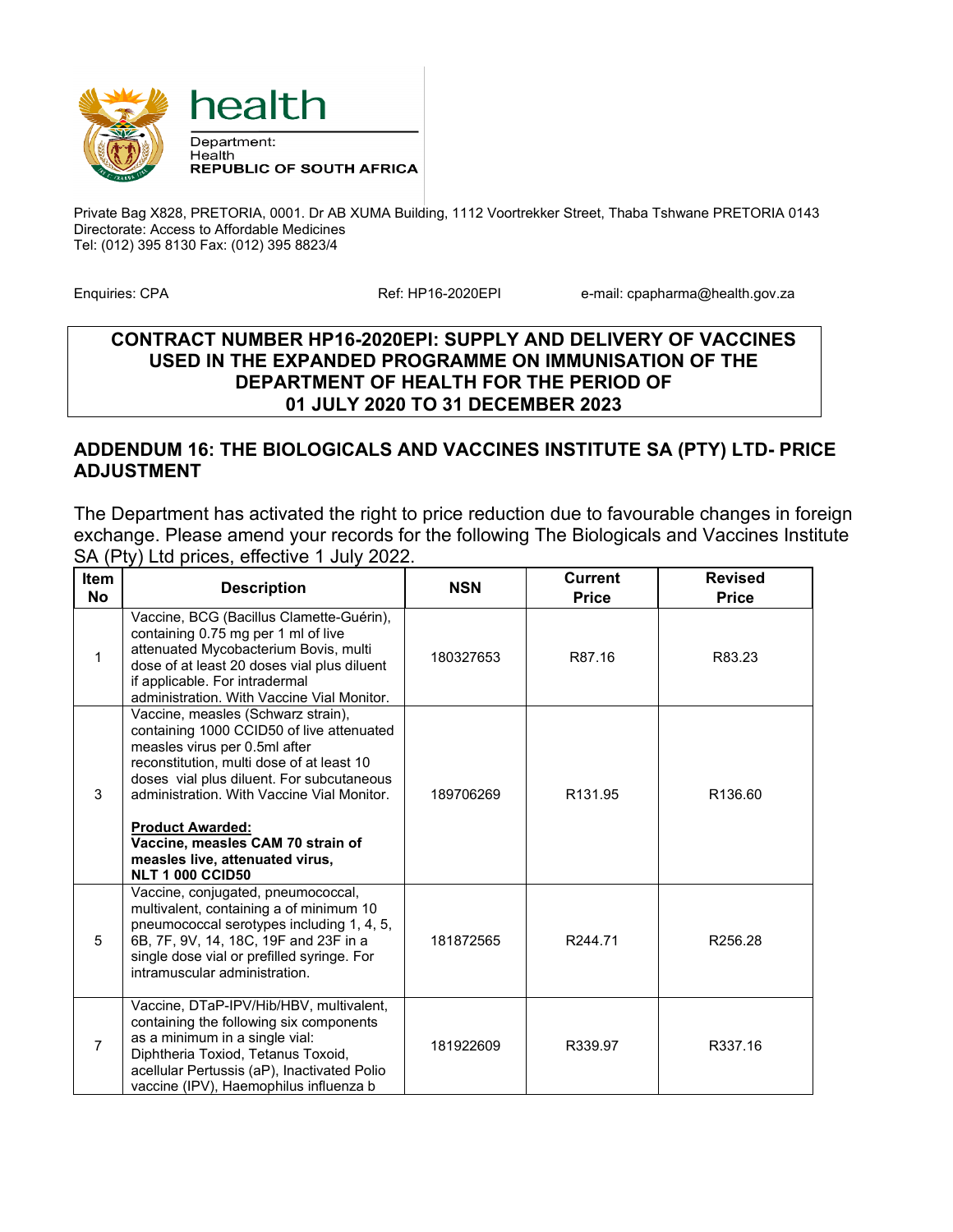health

Department:
Health
**REPUBLIC OF SOUTH AFRICA**

Private Bag X828, PRETORIA, 0001. Dr AB XUMA Building, 1112 Voortrekker Street, Thaba Tshwane PRETORIA 0143
Directorate: Access to Affordable Medicines
Tel: (012) 395 8130 Fax: (012) 395 8823/4

Enquiries: CPA Ref: HP16-2020EPI e-mail: cpapharma@health.gov.za

## CONTRACT NUMBER HP16-2020EPI: SUPPLY AND DELIVERY OF VACCINES USED IN THE EXPANDED PROGRAMME ON IMMUNISATION OF THE DEPARTMENT OF HEALTH FOR THE PERIOD OF 01 JULY 2020 TO 31 DECEMBER 2023

## ADDENDUM 16: THE BIOLOGICALS AND VACCINES INSTITUTE SA (PTY) LTD- PRICE ADJUSTMENT

The Department has activated the right to price reduction due to favourable changes in foreign exchange. Please amend your records for the following The Biologicals and Vaccines Institute SA (Pty) Ltd prices, effective 1 July 2022.

| Item No | Description | NSN | Current Price | Revised Price |
|---|---|---|---|---|
| 1 | Vaccine, BCG (Bacillus Clamette-Guérin), containing 0.75 mg per 1 ml of live attenuated Mycobacterium Bovis, multi dose of at least 20 doses vial plus diluent if applicable. For intradermal administration. With Vaccine Vial Monitor. | 180327653 | R87.16 | R83.23 |
| 3 | Vaccine, measles (Schwarz strain), containing 1000 CCID50 of live attenuated measles virus per 0.5ml after reconstitution, multi dose of at least 10 doses vial plus diluent. For subcutaneous administration. With Vaccine Vial Monitor.<br><br>**Product Awarded:**<br>**Vaccine, measles CAM 70 strain of measles live, attenuated virus, NLT 1 000 CCID50** | 189706269 | R131.95 | R136.60 |
| 5 | Vaccine, conjugated, pneumococcal, multivalent, containing a of minimum 10 pneumococcal serotypes including 1, 4, 5, 6B, 7F, 9V, 14, 18C, 19F and 23F in a single dose vial or prefilled syringe. For intramuscular administration. | 181872565 | R244.71 | R256.28 |
| 7 | Vaccine, DTaP-IPV/Hib/HBV, multivalent, containing the following six components as a minimum in a single vial: Diphtheria Toxiod, Tetanus Toxoid, acellular Pertussis (aP), Inactivated Polio vaccine (IPV), Haemophilus influenza b | 181922609 | R339.97 | R337.16 |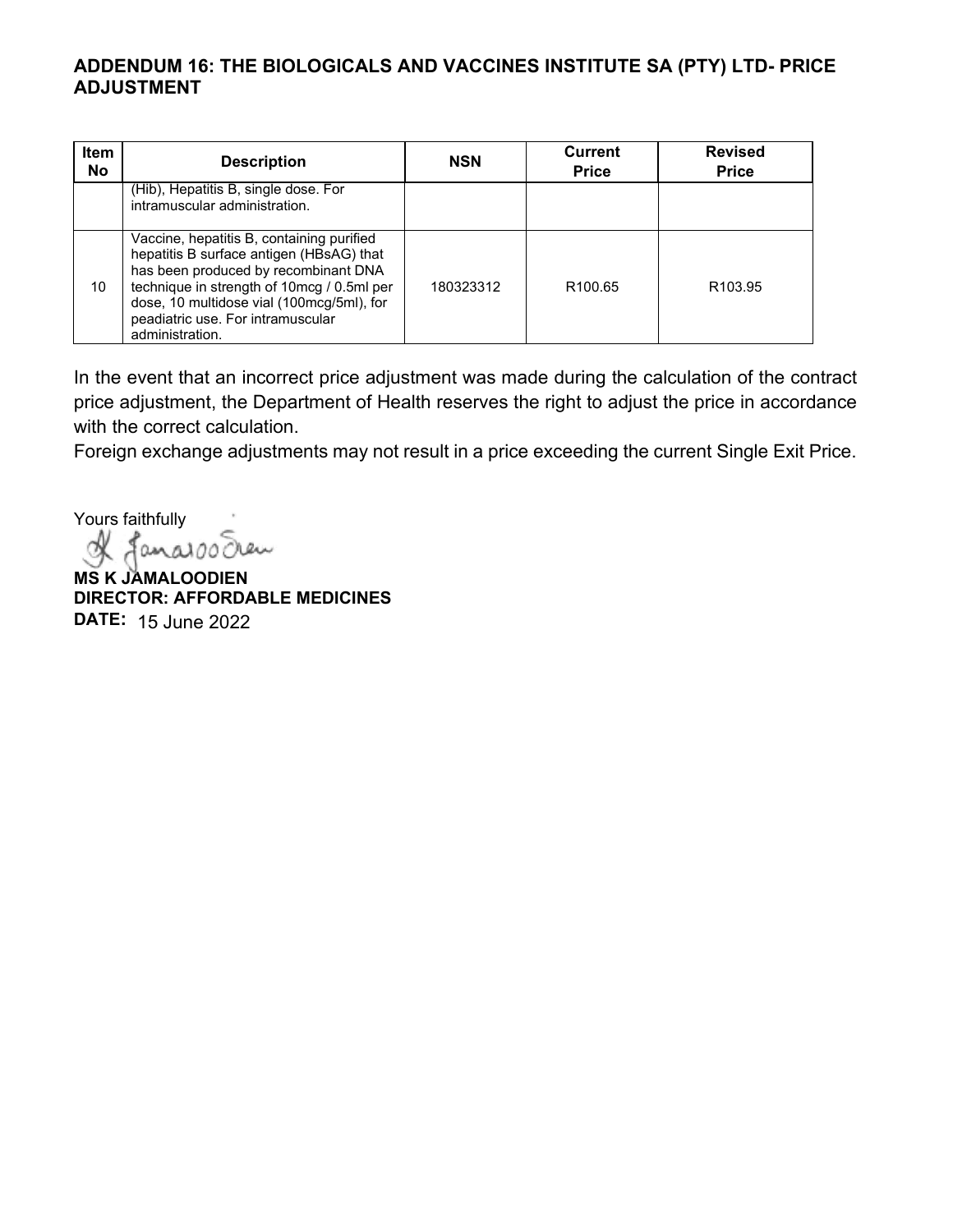**ADDENDUM 16: THE BIOLOGICALS AND VACCINES INSTITUTE SA (PTY) LTD- PRICE ADJUSTMENT**

| Item No | Description | NSN | Current Price | Revised Price |
|---|---|---|---|---|
| | (Hib), Hepatitis B, single dose. For intramuscular administration. | | | |
| 10 | Vaccine, hepatitis B, containing purified hepatitis B surface antigen (HBsAG) that has been produced by recombinant DNA technique in strength of 10mcg / 0.5ml per dose, 10 multidose vial (100mcg/5ml), for peadiatric use. For intramuscular administration. | 180323312 | R100.65 | R103.95 |

In the event that an incorrect price adjustment was made during the calculation of the contract price adjustment, the Department of Health reserves the right to adjust the price in accordance with the correct calculation.

Foreign exchange adjustments may not result in a price exceeding the current Single Exit Price.

Yours faithfully

**MS K JAMALOODIEN**
**DIRECTOR: AFFORDABLE MEDICINES**
**DATE:** 15 June 2022